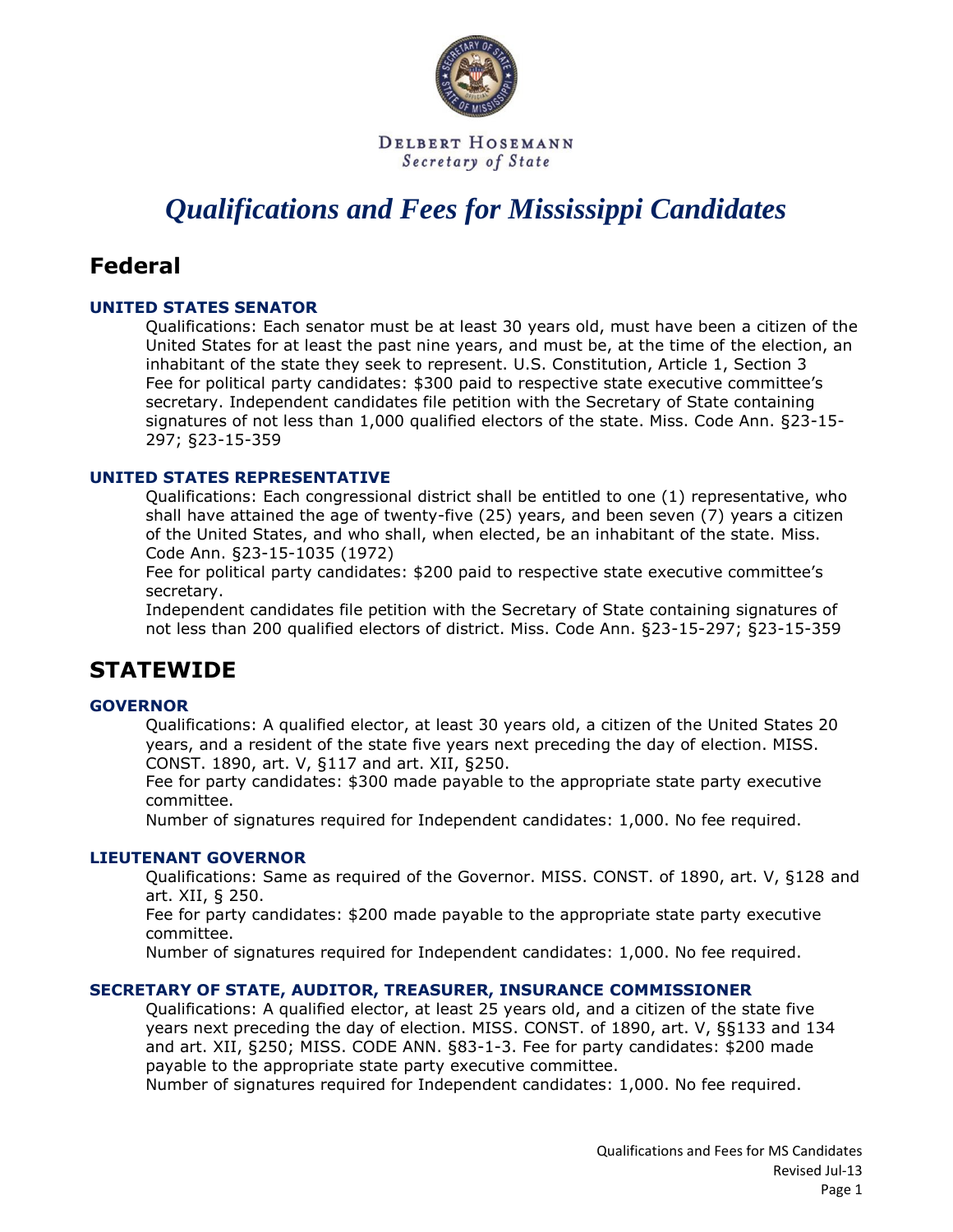DELBERT HOSEMANN
*Secretary of State*

# *Qualifications and Fees for Mississippi Candidates*

## Federal

### UNITED STATES SENATOR

Qualifications: Each senator must be at least 30 years old, must have been a citizen of the United States for at least the past nine years, and must be, at the time of the election, an inhabitant of the state they seek to represent. U.S. Constitution, Article 1, Section 3
Fee for political party candidates: $300 paid to respective state executive committee's secretary. Independent candidates file petition with the Secretary of State containing signatures of not less than 1,000 qualified electors of the state. Miss. Code Ann. §23-15-297; §23-15-359

### UNITED STATES REPRESENTATIVE

Qualifications: Each congressional district shall be entitled to one (1) representative, who shall have attained the age of twenty-five (25) years, and been seven (7) years a citizen of the United States, and who shall, when elected, be an inhabitant of the state. Miss. Code Ann. §23-15-1035 (1972)
Fee for political party candidates: $200 paid to respective state executive committee's secretary.
Independent candidates file petition with the Secretary of State containing signatures of not less than 200 qualified electors of district. Miss. Code Ann. §23-15-297; §23-15-359

## STATEWIDE

### GOVERNOR

Qualifications: A qualified elector, at least 30 years old, a citizen of the United States 20 years, and a resident of the state five years next preceding the day of election. MISS. CONST. 1890, art. V, §117 and art. XII, §250.
Fee for party candidates: $300 made payable to the appropriate state party executive committee.
Number of signatures required for Independent candidates: 1,000. No fee required.

### LIEUTENANT GOVERNOR

Qualifications: Same as required of the Governor. MISS. CONST. of 1890, art. V, §128 and art. XII, § 250.
Fee for party candidates: $200 made payable to the appropriate state party executive committee.
Number of signatures required for Independent candidates: 1,000. No fee required.

### SECRETARY OF STATE, AUDITOR, TREASURER, INSURANCE COMMISSIONER

Qualifications: A qualified elector, at least 25 years old, and a citizen of the state five years next preceding the day of election. MISS. CONST. of 1890, art. V, §§133 and 134 and art. XII, §250; MISS. CODE ANN. §83-1-3. Fee for party candidates: $200 made payable to the appropriate state party executive committee.
Number of signatures required for Independent candidates: 1,000. No fee required.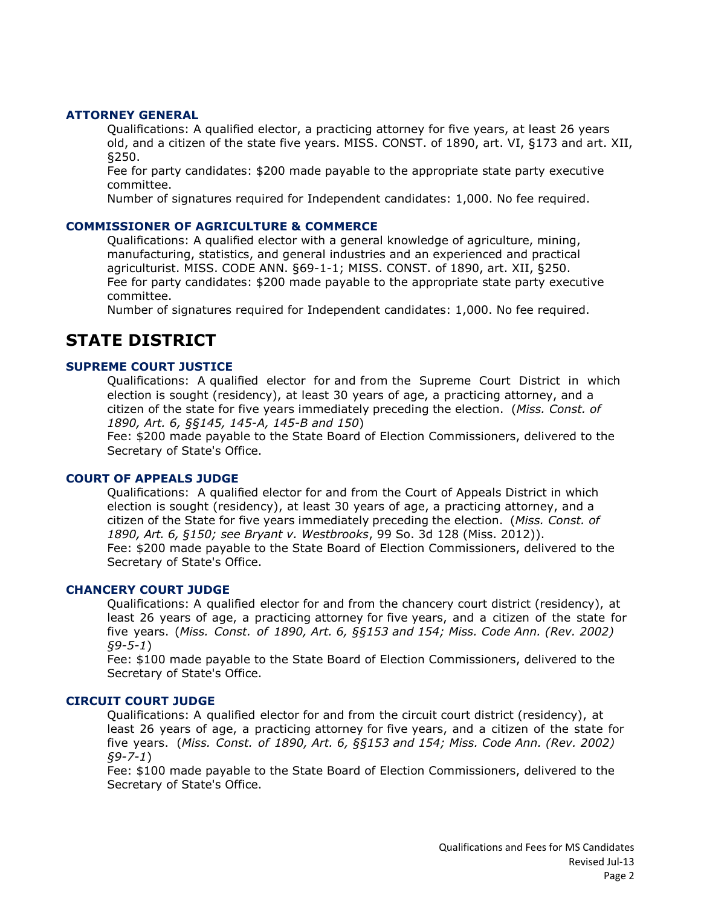### ATTORNEY GENERAL

Qualifications: A qualified elector, a practicing attorney for five years, at least 26 years old, and a citizen of the state five years. MISS. CONST. of 1890, art. VI, §173 and art. XII, §250.

Fee for party candidates: $200 made payable to the appropriate state party executive committee.

Number of signatures required for Independent candidates: 1,000. No fee required.

### COMMISSIONER OF AGRICULTURE & COMMERCE

Qualifications: A qualified elector with a general knowledge of agriculture, mining, manufacturing, statistics, and general industries and an experienced and practical agriculturist. MISS. CODE ANN. §69-1-1; MISS. CONST. of 1890, art. XII, §250.

Fee for party candidates: $200 made payable to the appropriate state party executive committee.

Number of signatures required for Independent candidates: 1,000. No fee required.

## STATE DISTRICT

### SUPREME COURT JUSTICE

Qualifications: A qualified elector for and from the Supreme Court District in which election is sought (residency), at least 30 years of age, a practicing attorney, and a citizen of the state for five years immediately preceding the election. (*Miss. Const. of 1890, Art. 6, §§145, 145-A, 145-B and 150*)

Fee: $200 made payable to the State Board of Election Commissioners, delivered to the Secretary of State's Office.

### COURT OF APPEALS JUDGE

Qualifications: A qualified elector for and from the Court of Appeals District in which election is sought (residency), at least 30 years of age, a practicing attorney, and a citizen of the State for five years immediately preceding the election. (*Miss. Const. of 1890, Art. 6, §150; see Bryant v. Westbrooks*, 99 So. 3d 128 (Miss. 2012)).

Fee: $200 made payable to the State Board of Election Commissioners, delivered to the Secretary of State's Office.

### CHANCERY COURT JUDGE

Qualifications: A qualified elector for and from the chancery court district (residency), at least 26 years of age, a practicing attorney for five years, and a citizen of the state for five years. (*Miss. Const. of 1890, Art. 6, §§153 and 154; Miss. Code Ann. (Rev. 2002) §9-5-1*)

Fee: $100 made payable to the State Board of Election Commissioners, delivered to the Secretary of State's Office.

### CIRCUIT COURT JUDGE

Qualifications: A qualified elector for and from the circuit court district (residency), at least 26 years of age, a practicing attorney for five years, and a citizen of the state for five years. (*Miss. Const. of 1890, Art. 6, §§153 and 154; Miss. Code Ann. (Rev. 2002) §9-7-1*)

Fee: $100 made payable to the State Board of Election Commissioners, delivered to the Secretary of State's Office.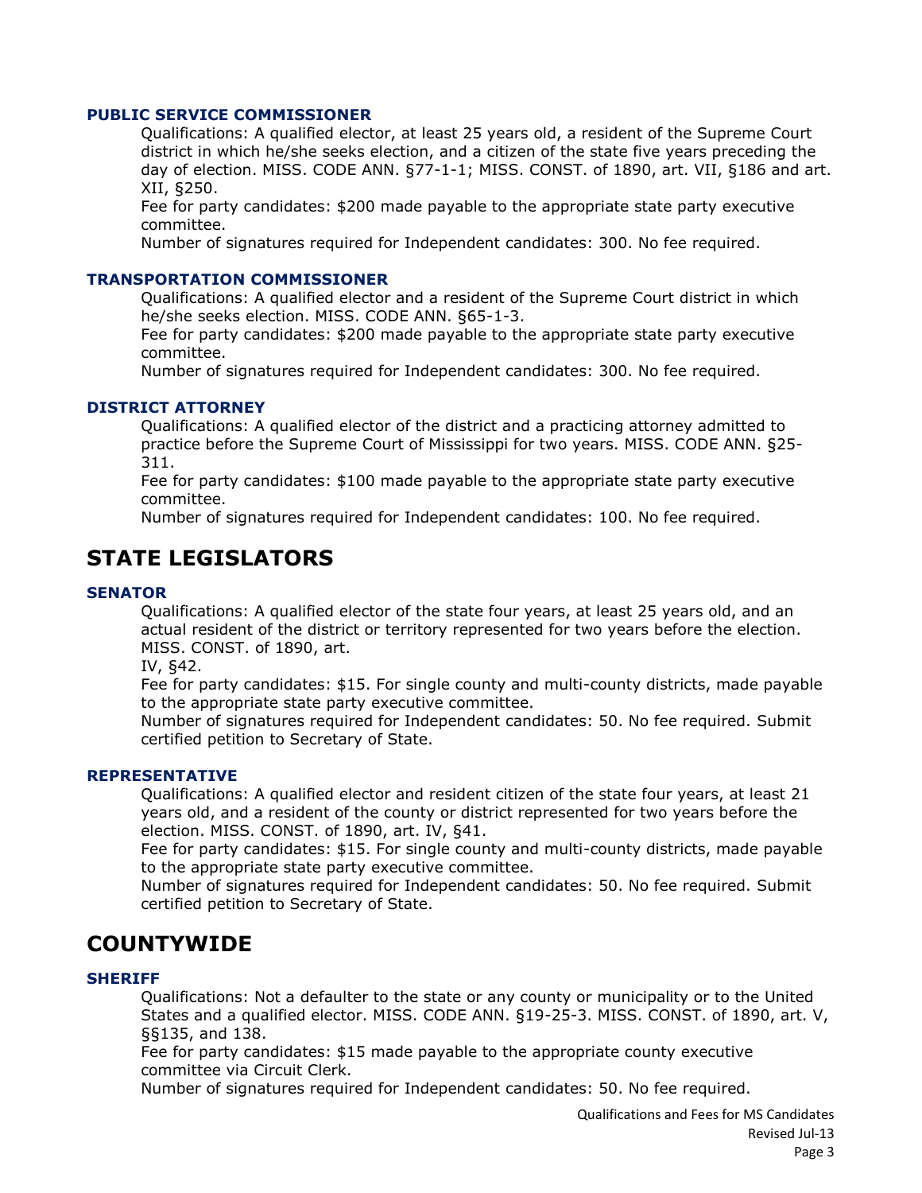### PUBLIC SERVICE COMMISSIONER

Qualifications: A qualified elector, at least 25 years old, a resident of the Supreme Court district in which he/she seeks election, and a citizen of the state five years preceding the day of election. MISS. CODE ANN. §77-1-1; MISS. CONST. of 1890, art. VII, §186 and art. XII, §250.

Fee for party candidates: $200 made payable to the appropriate state party executive committee.

Number of signatures required for Independent candidates: 300. No fee required.

### TRANSPORTATION COMMISSIONER

Qualifications: A qualified elector and a resident of the Supreme Court district in which he/she seeks election. MISS. CODE ANN. §65-1-3.

Fee for party candidates: $200 made payable to the appropriate state party executive committee.

Number of signatures required for Independent candidates: 300. No fee required.

### DISTRICT ATTORNEY

Qualifications: A qualified elector of the district and a practicing attorney admitted to practice before the Supreme Court of Mississippi for two years. MISS. CODE ANN. §25-311.

Fee for party candidates: $100 made payable to the appropriate state party executive committee.

Number of signatures required for Independent candidates: 100. No fee required.

## STATE LEGISLATORS

### SENATOR

Qualifications: A qualified elector of the state four years, at least 25 years old, and an actual resident of the district or territory represented for two years before the election. MISS. CONST. of 1890, art. IV, §42.

Fee for party candidates: $15. For single county and multi-county districts, made payable to the appropriate state party executive committee.

Number of signatures required for Independent candidates: 50. No fee required. Submit certified petition to Secretary of State.

### REPRESENTATIVE

Qualifications: A qualified elector and resident citizen of the state four years, at least 21 years old, and a resident of the county or district represented for two years before the election. MISS. CONST. of 1890, art. IV, §41.

Fee for party candidates: $15. For single county and multi-county districts, made payable to the appropriate state party executive committee.

Number of signatures required for Independent candidates: 50. No fee required. Submit certified petition to Secretary of State.

## COUNTYWIDE

### SHERIFF

Qualifications: Not a defaulter to the state or any county or municipality or to the United States and a qualified elector. MISS. CODE ANN. §19-25-3. MISS. CONST. of 1890, art. V, §§135, and 138.

Fee for party candidates: $15 made payable to the appropriate county executive committee via Circuit Clerk.

Number of signatures required for Independent candidates: 50. No fee required.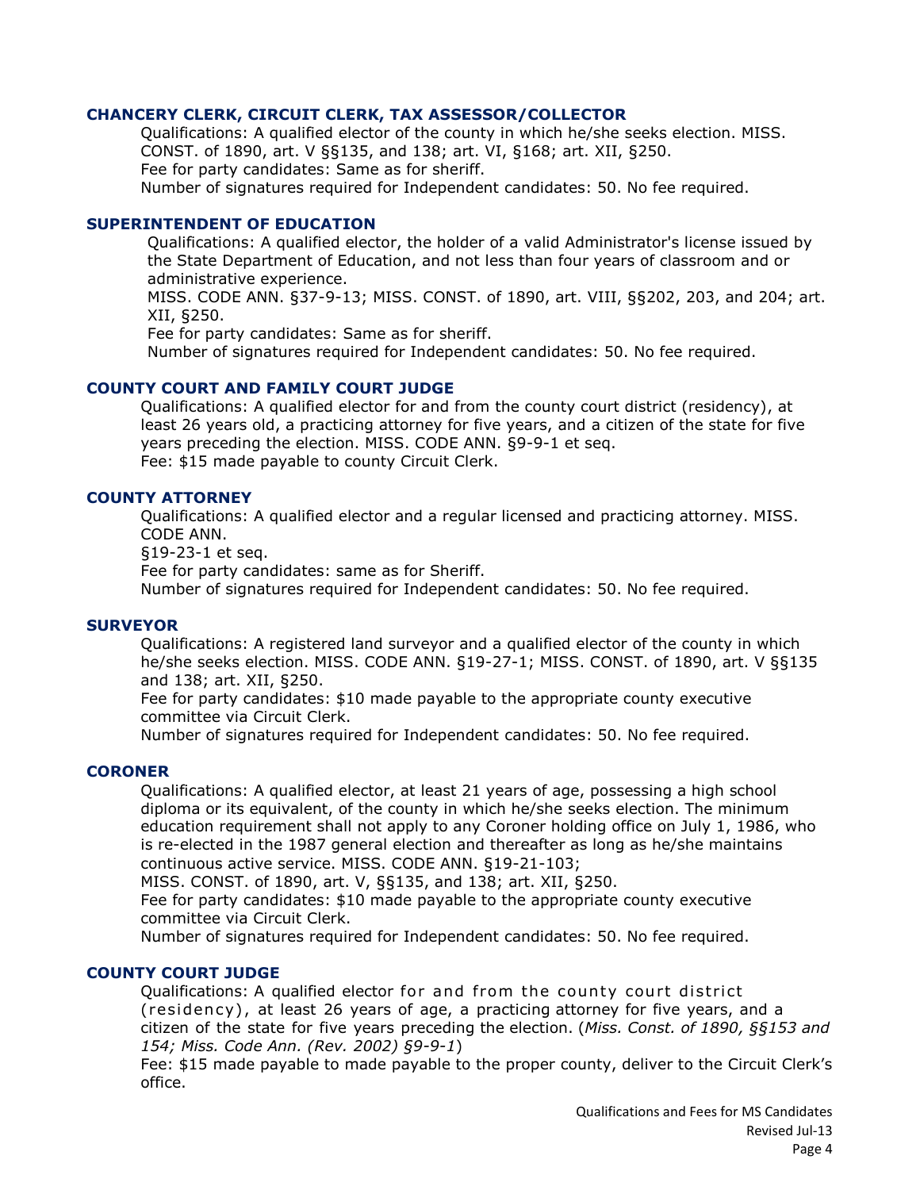### CHANCERY CLERK, CIRCUIT CLERK, TAX ASSESSOR/COLLECTOR

Qualifications: A qualified elector of the county in which he/she seeks election. MISS. CONST. of 1890, art. V §§135, and 138; art. VI, §168; art. XII, §250.
Fee for party candidates: Same as for sheriff.
Number of signatures required for Independent candidates: 50. No fee required.

### SUPERINTENDENT OF EDUCATION

Qualifications: A qualified elector, the holder of a valid Administrator's license issued by the State Department of Education, and not less than four years of classroom and or administrative experience.
MISS. CODE ANN. §37-9-13; MISS. CONST. of 1890, art. VIII, §§202, 203, and 204; art. XII, §250.
Fee for party candidates: Same as for sheriff.
Number of signatures required for Independent candidates: 50. No fee required.

### COUNTY COURT AND FAMILY COURT JUDGE

Qualifications: A qualified elector for and from the county court district (residency), at least 26 years old, a practicing attorney for five years, and a citizen of the state for five years preceding the election. MISS. CODE ANN. §9-9-1 et seq.
Fee: $15 made payable to county Circuit Clerk.

### COUNTY ATTORNEY

Qualifications: A qualified elector and a regular licensed and practicing attorney. MISS. CODE ANN.
§19-23-1 et seq.
Fee for party candidates: same as for Sheriff.
Number of signatures required for Independent candidates: 50. No fee required.

### SURVEYOR

Qualifications: A registered land surveyor and a qualified elector of the county in which he/she seeks election. MISS. CODE ANN. §19-27-1; MISS. CONST. of 1890, art. V §§135 and 138; art. XII, §250.
Fee for party candidates: $10 made payable to the appropriate county executive committee via Circuit Clerk.
Number of signatures required for Independent candidates: 50. No fee required.

### CORONER

Qualifications: A qualified elector, at least 21 years of age, possessing a high school diploma or its equivalent, of the county in which he/she seeks election. The minimum education requirement shall not apply to any Coroner holding office on July 1, 1986, who is re-elected in the 1987 general election and thereafter as long as he/she maintains continuous active service. MISS. CODE ANN. §19-21-103;
MISS. CONST. of 1890, art. V, §§135, and 138; art. XII, §250.
Fee for party candidates: $10 made payable to the appropriate county executive committee via Circuit Clerk.
Number of signatures required for Independent candidates: 50. No fee required.

### COUNTY COURT JUDGE

Qualifications: A qualified elector for and from the county court district (residency), at least 26 years of age, a practicing attorney for five years, and a citizen of the state for five years preceding the election. (*Miss. Const. of 1890, §§153 and 154; Miss. Code Ann. (Rev. 2002) §9-9-1*)
Fee: $15 made payable to made payable to the proper county, deliver to the Circuit Clerk's office.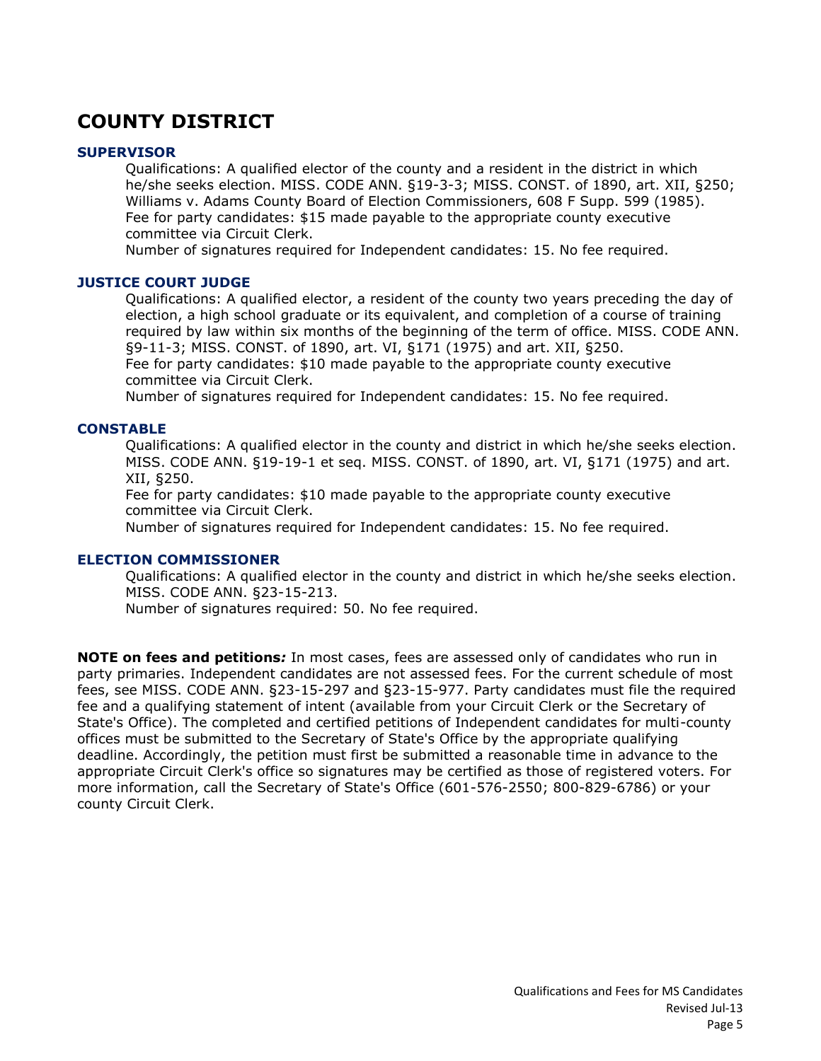# COUNTY DISTRICT

### SUPERVISOR

Qualifications: A qualified elector of the county and a resident in the district in which he/she seeks election. MISS. CODE ANN. §19-3-3; MISS. CONST. of 1890, art. XII, §250; Williams v. Adams County Board of Election Commissioners, 608 F Supp. 599 (1985).
Fee for party candidates: $15 made payable to the appropriate county executive committee via Circuit Clerk.
Number of signatures required for Independent candidates: 15. No fee required.

### JUSTICE COURT JUDGE

Qualifications: A qualified elector, a resident of the county two years preceding the day of election, a high school graduate or its equivalent, and completion of a course of training required by law within six months of the beginning of the term of office. MISS. CODE ANN. §9-11-3; MISS. CONST. of 1890, art. VI, §171 (1975) and art. XII, §250.
Fee for party candidates: $10 made payable to the appropriate county executive committee via Circuit Clerk.
Number of signatures required for Independent candidates: 15. No fee required.

### CONSTABLE

Qualifications: A qualified elector in the county and district in which he/she seeks election. MISS. CODE ANN. §19-19-1 et seq. MISS. CONST. of 1890, art. VI, §171 (1975) and art. XII, §250.
Fee for party candidates: $10 made payable to the appropriate county executive committee via Circuit Clerk.
Number of signatures required for Independent candidates: 15. No fee required.

### ELECTION COMMISSIONER

Qualifications: A qualified elector in the county and district in which he/she seeks election. MISS. CODE ANN. §23-15-213.
Number of signatures required: 50. No fee required.

**NOTE on fees and petitions*:*** In most cases, fees are assessed only of candidates who run in party primaries. Independent candidates are not assessed fees. For the current schedule of most fees, see MISS. CODE ANN. §23-15-297 and §23-15-977. Party candidates must file the required fee and a qualifying statement of intent (available from your Circuit Clerk or the Secretary of State's Office). The completed and certified petitions of Independent candidates for multi-county offices must be submitted to the Secretary of State's Office by the appropriate qualifying deadline. Accordingly, the petition must first be submitted a reasonable time in advance to the appropriate Circuit Clerk's office so signatures may be certified as those of registered voters. For more information, call the Secretary of State's Office (601-576-2550; 800-829-6786) or your county Circuit Clerk.